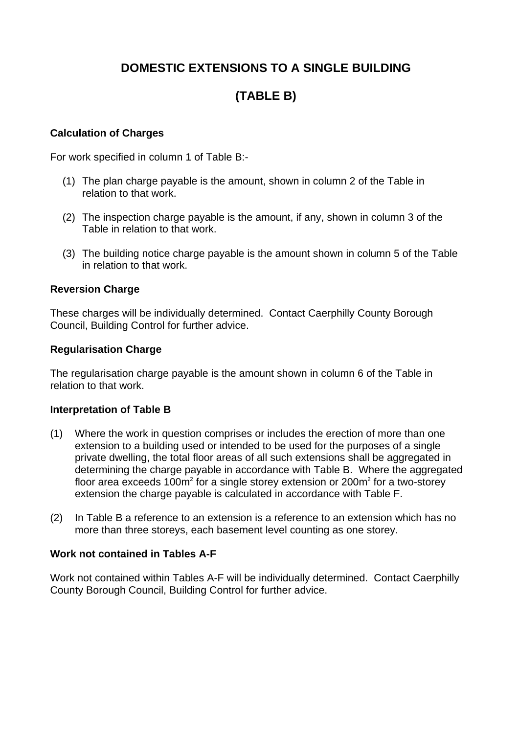# DOMESTIC EXTENSIONS TO A SINGLE BUILDING

# (TABLE B)

### Calculation of Charges

For work specified in column 1 of Table B:-

(1) The plan charge payable is the amount, shown in column 2 of the Table in relation to that work.

(2) The inspection charge payable is the amount, if any, shown in column 3 of the Table in relation to that work.

(3) The building notice charge payable is the amount shown in column 5 of the Table in relation to that work.

### Reversion Charge

These charges will be individually determined. Contact Caerphilly County Borough Council, Building Control for further advice.

### Regularisation Charge

The regularisation charge payable is the amount shown in column 6 of the Table in relation to that work.

### Interpretation of Table B

(1) Where the work in question comprises or includes the erection of more than one extension to a building used or intended to be used for the purposes of a single private dwelling, the total floor areas of all such extensions shall be aggregated in determining the charge payable in accordance with Table B. Where the aggregated floor area exceeds 100m$^2$ for a single storey extension or 200m$^2$ for a two-storey extension the charge payable is calculated in accordance with Table F.

(2) In Table B a reference to an extension is a reference to an extension which has no more than three storeys, each basement level counting as one storey.

### Work not contained in Tables A-F

Work not contained within Tables A-F will be individually determined. Contact Caerphilly County Borough Council, Building Control for further advice.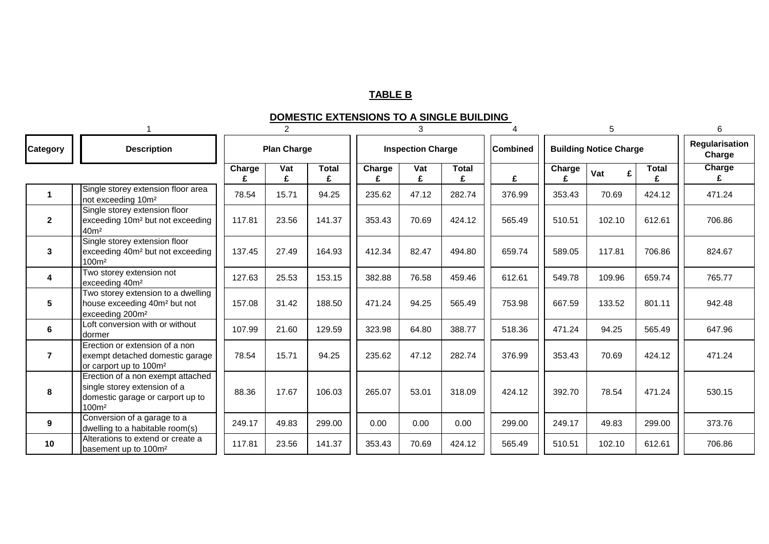## TABLE B

## DOMESTIC EXTENSIONS TO A SINGLE BUILDING

| | 1 | 2 | | | 3 | | | 4 | 5 | | | 6 |
|---|---|---|---|---|---|---|---|---|---|---|---|---|
| **Category** | **Description** | **Plan Charge** | | | **Inspection Charge** | | | **Combined** | **Building Notice Charge** | | | **Regularisation Charge** |
| | | **Charge £** | **Vat £** | **Total £** | **Charge £** | **Vat £** | **Total £** | **£** | **Charge £** | **Vat £** | **Total £** | **Charge £** |
| **1** | Single storey extension floor area not exceeding 10m² | 78.54 | 15.71 | 94.25 | 235.62 | 47.12 | 282.74 | 376.99 | 353.43 | 70.69 | 424.12 | 471.24 |
| **2** | Single storey extension floor exceeding 10m² but not exceeding 40m² | 117.81 | 23.56 | 141.37 | 353.43 | 70.69 | 424.12 | 565.49 | 510.51 | 102.10 | 612.61 | 706.86 |
| **3** | Single storey extension floor exceeding 40m² but not exceeding 100m² | 137.45 | 27.49 | 164.93 | 412.34 | 82.47 | 494.80 | 659.74 | 589.05 | 117.81 | 706.86 | 824.67 |
| **4** | Two storey extension not exceeding 40m² | 127.63 | 25.53 | 153.15 | 382.88 | 76.58 | 459.46 | 612.61 | 549.78 | 109.96 | 659.74 | 765.77 |
| **5** | Two storey extension to a dwelling house exceeding 40m² but not exceeding 200m² | 157.08 | 31.42 | 188.50 | 471.24 | 94.25 | 565.49 | 753.98 | 667.59 | 133.52 | 801.11 | 942.48 |
| **6** | Loft conversion with or without dormer | 107.99 | 21.60 | 129.59 | 323.98 | 64.80 | 388.77 | 518.36 | 471.24 | 94.25 | 565.49 | 647.96 |
| **7** | Erection or extension of a non exempt detached domestic garage or carport up to 100m² | 78.54 | 15.71 | 94.25 | 235.62 | 47.12 | 282.74 | 376.99 | 353.43 | 70.69 | 424.12 | 471.24 |
| **8** | Erection of a non exempt attached single storey extension of a domestic garage or carport up to 100m² | 88.36 | 17.67 | 106.03 | 265.07 | 53.01 | 318.09 | 424.12 | 392.70 | 78.54 | 471.24 | 530.15 |
| **9** | Conversion of a garage to a dwelling to a habitable room(s) | 249.17 | 49.83 | 299.00 | 0.00 | 0.00 | 0.00 | 299.00 | 249.17 | 49.83 | 299.00 | 373.76 |
| **10** | Alterations to extend or create a basement up to 100m² | 117.81 | 23.56 | 141.37 | 353.43 | 70.69 | 424.12 | 565.49 | 510.51 | 102.10 | 612.61 | 706.86 |